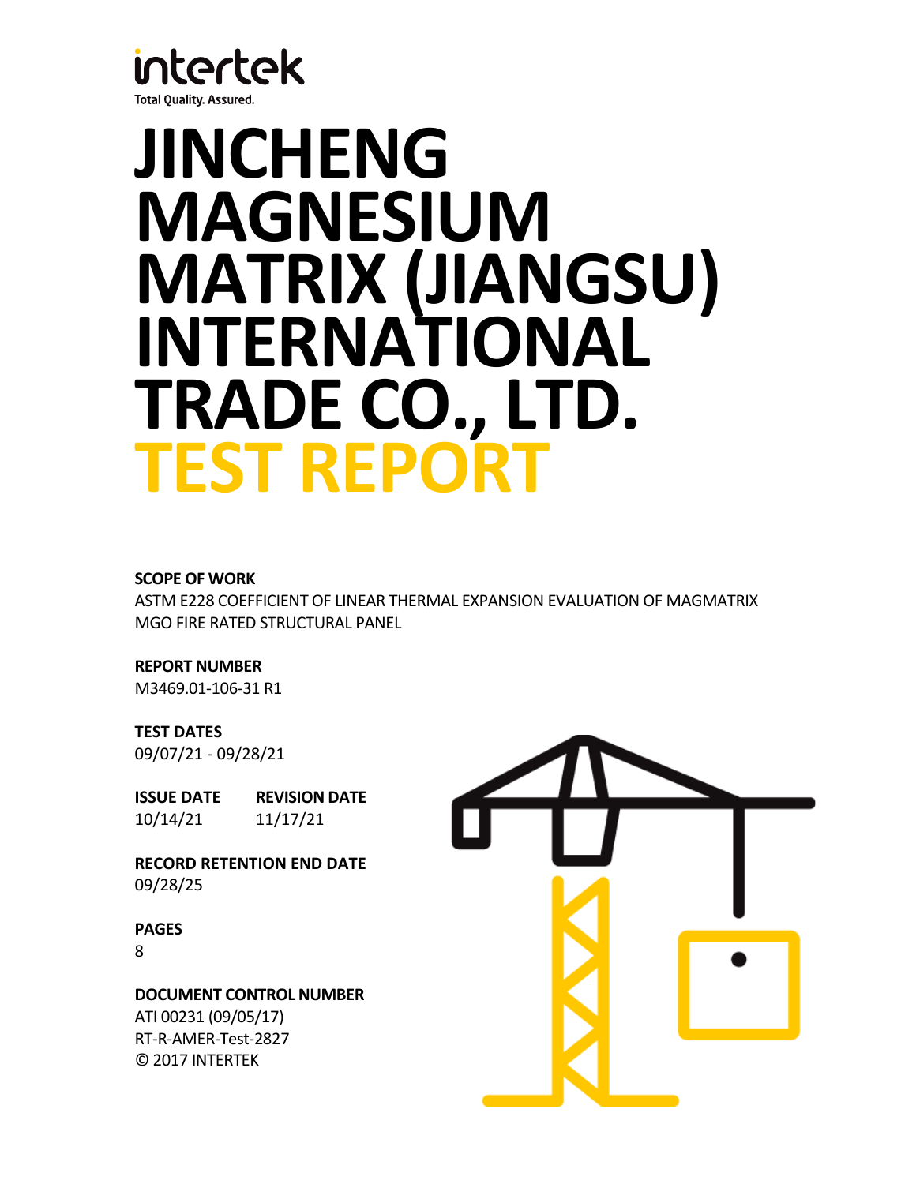intertek

Total Quality. Assured.

# JINCHENG MAGNESIUM MATRIX (JIANGSU) INTERNATIONAL TRADE CO., LTD.

# TEST REPORT

**SCOPE OF WORK**

ASTM E228 COEFFICIENT OF LINEAR THERMAL EXPANSION EVALUATION OF MAGMATRIX MGO FIRE RATED STRUCTURAL PANEL

**REPORT NUMBER**

M3469.01-106-31 R1

**TEST DATES**

09/07/21 - 09/28/21

**ISSUE DATE**

10/14/21

**REVISION DATE**

11/17/21

**RECORD RETENTION END DATE**

09/28/25

**PAGES**

8

**DOCUMENT CONTROL NUMBER**

ATI 00231 (09/05/17)

RT-R-AMER-Test-2827

© 2017 INTERTEK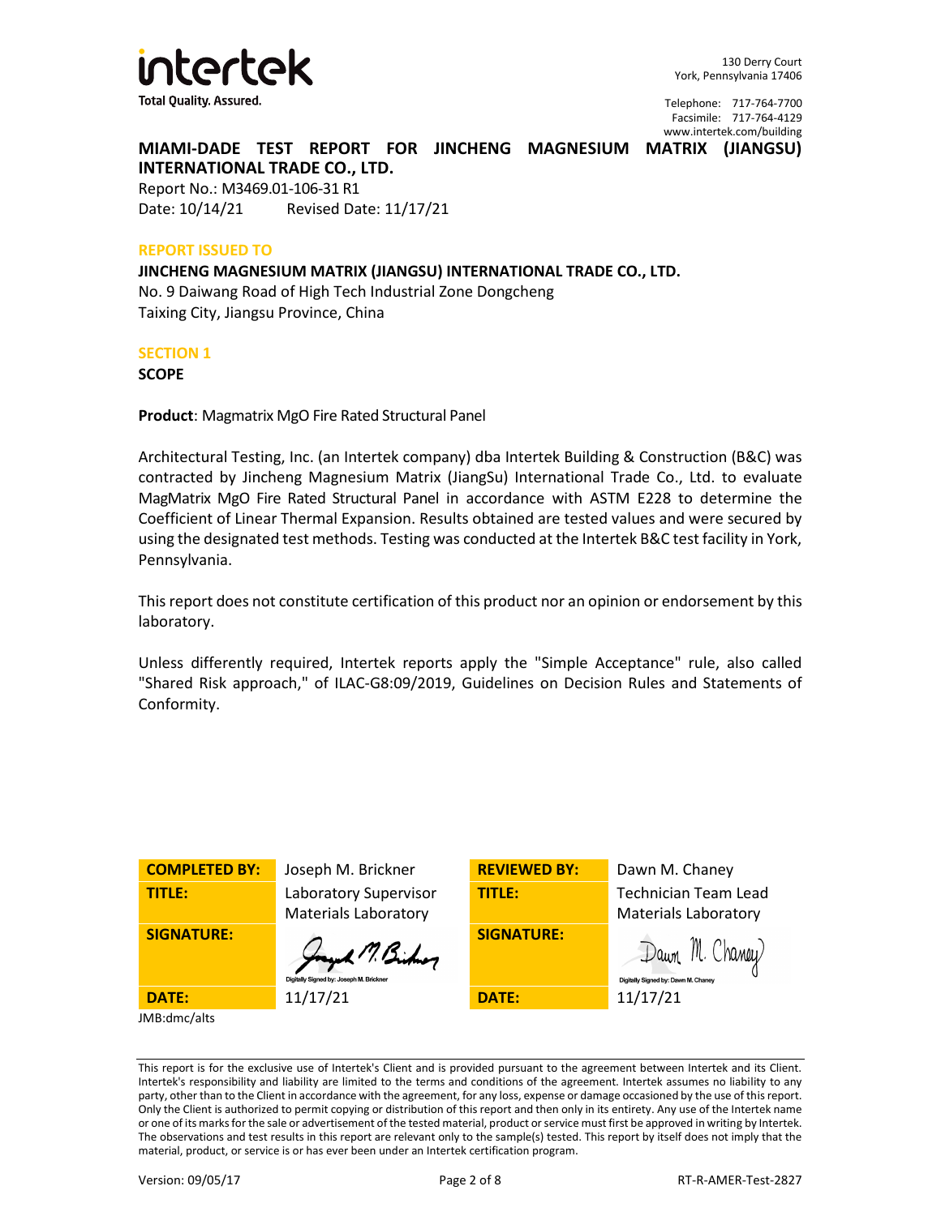**MIAMI-DADE TEST REPORT FOR JINCHENG MAGNESIUM MATRIX (JIANGSU) INTERNATIONAL TRADE CO., LTD.**

Report No.: M3469.01-106-31 R1

Date: 10/14/21 Revised Date: 11/17/21

## REPORT ISSUED TO

**JINCHENG MAGNESIUM MATRIX (JIANGSU) INTERNATIONAL TRADE CO., LTD.**
No. 9 Daiwang Road of High Tech Industrial Zone Dongcheng
Taixing City, Jiangsu Province, China

## SECTION 1

**SCOPE**

**Product**: Magmatrix MgO Fire Rated Structural Panel

Architectural Testing, Inc. (an Intertek company) dba Intertek Building & Construction (B&C) was contracted by Jincheng Magnesium Matrix (JiangSu) International Trade Co., Ltd. to evaluate MagMatrix MgO Fire Rated Structural Panel in accordance with ASTM E228 to determine the Coefficient of Linear Thermal Expansion. Results obtained are tested values and were secured by using the designated test methods. Testing was conducted at the Intertek B&C test facility in York, Pennsylvania.

This report does not constitute certification of this product nor an opinion or endorsement by this laboratory.

Unless differently required, Intertek reports apply the "Simple Acceptance" rule, also called "Shared Risk approach," of ILAC-G8:09/2019, Guidelines on Decision Rules and Statements of Conformity.

| **COMPLETED BY:** | Joseph M. Brickner | **REVIEWED BY:** | Dawn M. Chaney |
|---|---|---|---|
| **TITLE:** | Laboratory Supervisor Materials Laboratory | **TITLE:** | Technician Team Lead Materials Laboratory |
| **SIGNATURE:** | Digitally Signed by: Joseph M. Brickner | **SIGNATURE:** | Digitally Signed by: Dawn M. Chaney |
| **DATE:** | 11/17/21 | **DATE:** | 11/17/21 |

JMB:dmc/alts

This report is for the exclusive use of Intertek's Client and is provided pursuant to the agreement between Intertek and its Client. Intertek's responsibility and liability are limited to the terms and conditions of the agreement. Intertek assumes no liability to any party, other than to the Client in accordance with the agreement, for any loss, expense or damage occasioned by the use of this report. Only the Client is authorized to permit copying or distribution of this report and then only in its entirety. Any use of the Intertek name or one of its marks for the sale or advertisement of the tested material, product or service must first be approved in writing by Intertek. The observations and test results in this report are relevant only to the sample(s) tested. This report by itself does not imply that the material, product, or service is or has ever been under an Intertek certification program.

Version: 09/05/17 RT-R-AMER-Test-2827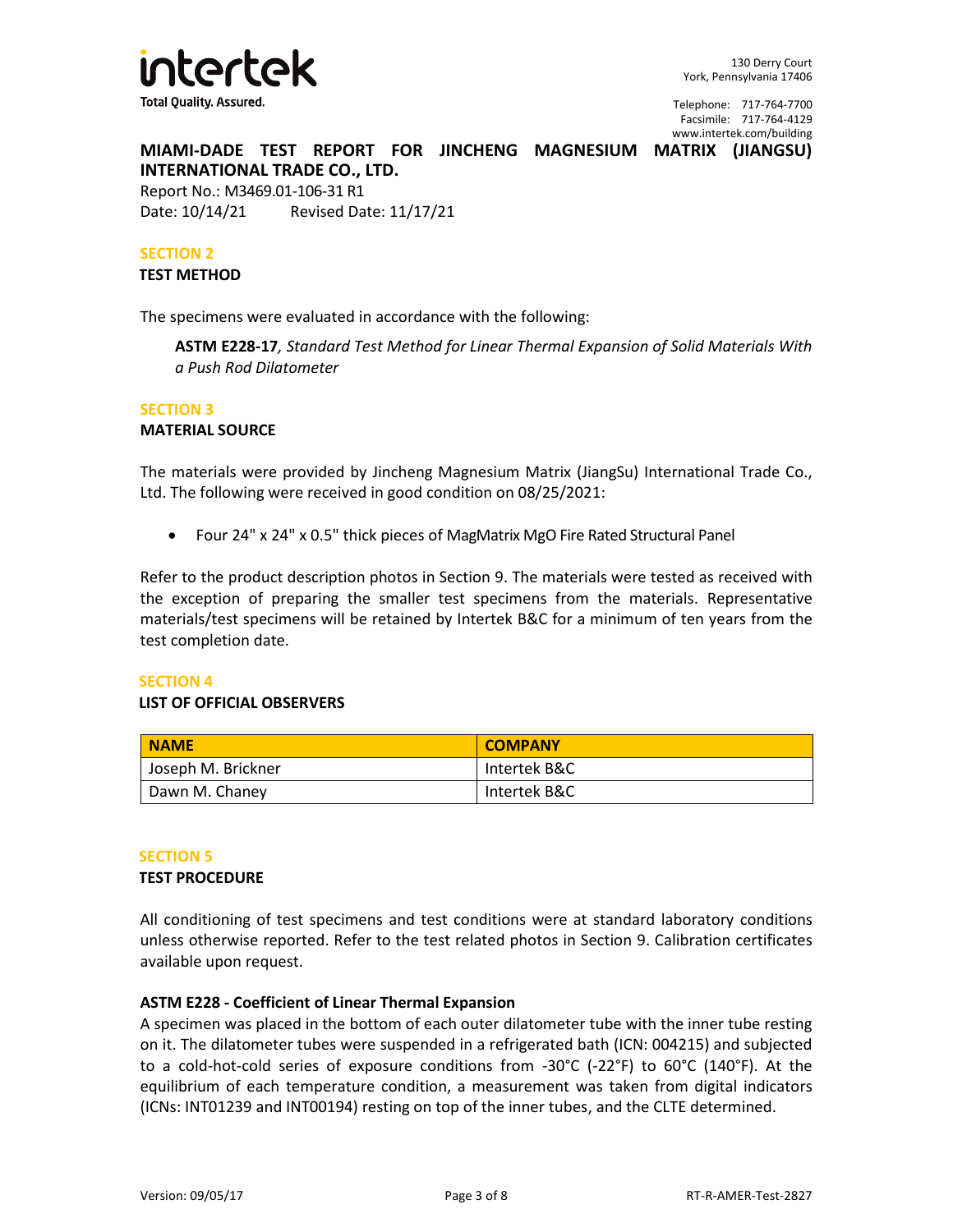## SECTION 2

**TEST METHOD**

The specimens were evaluated in accordance with the following:

> **ASTM E228-17**, *Standard Test Method for Linear Thermal Expansion of Solid Materials With a Push Rod Dilatometer*

## SECTION 3

**MATERIAL SOURCE**

The materials were provided by Jincheng Magnesium Matrix (JiangSu) International Trade Co., Ltd. The following were received in good condition on 08/25/2021:

- Four 24" x 24" x 0.5" thick pieces of MagMatrix MgO Fire Rated Structural Panel

Refer to the product description photos in Section 9. The materials were tested as received with the exception of preparing the smaller test specimens from the materials. Representative materials/test specimens will be retained by Intertek B&C for a minimum of ten years from the test completion date.

## SECTION 4

**LIST OF OFFICIAL OBSERVERS**

| NAME | COMPANY |
|---|---|
| Joseph M. Brickner | Intertek B&C |
| Dawn M. Chaney | Intertek B&C |

## SECTION 5

**TEST PROCEDURE**

All conditioning of test specimens and test conditions were at standard laboratory conditions unless otherwise reported. Refer to the test related photos in Section 9. Calibration certificates available upon request.

**ASTM E228 - Coefficient of Linear Thermal Expansion**

A specimen was placed in the bottom of each outer dilatometer tube with the inner tube resting on it. The dilatometer tubes were suspended in a refrigerated bath (ICN: 004215) and subjected to a cold-hot-cold series of exposure conditions from -30°C (-22°F) to 60°C (140°F). At the equilibrium of each temperature condition, a measurement was taken from digital indicators (ICNs: INT01239 and INT00194) resting on top of the inner tubes, and the CLTE determined.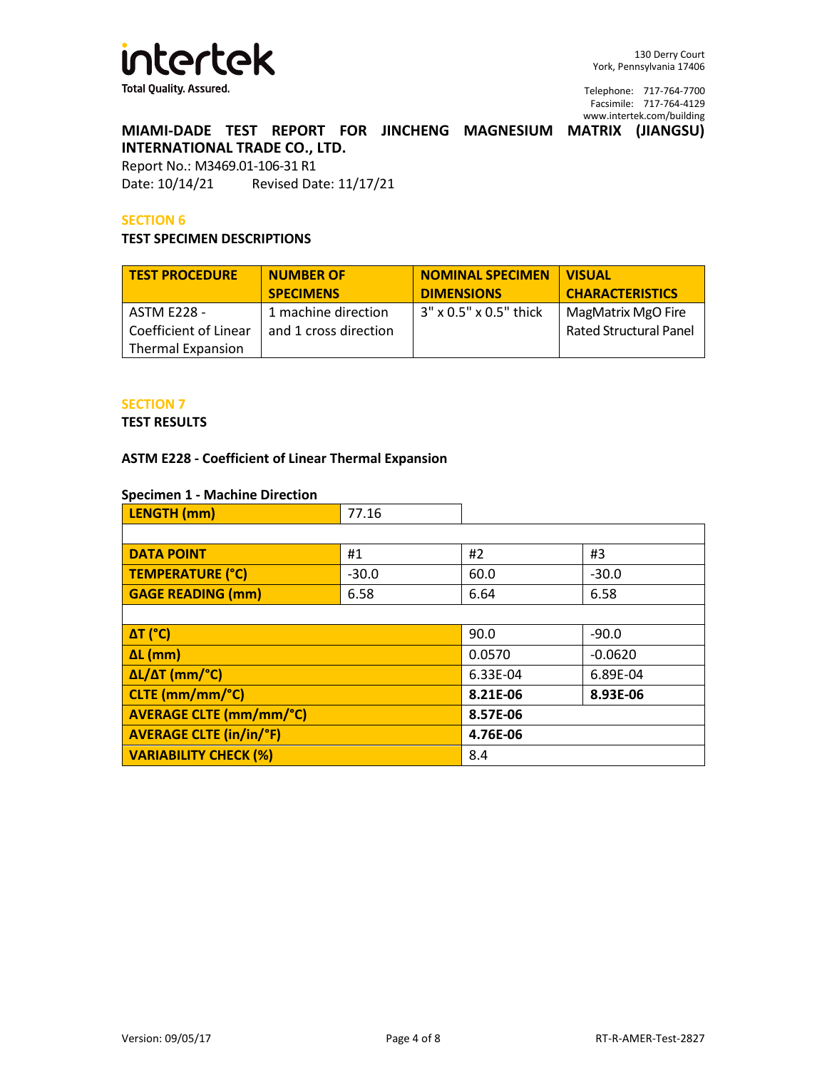## MIAMI-DADE TEST REPORT FOR JINCHENG MAGNESIUM MATRIX (JIANGSU) INTERNATIONAL TRADE CO., LTD.

Report No.: M3469.01-106-31 R1

Date: 10/14/21  Revised Date: 11/17/21

### SECTION 6

**TEST SPECIMEN DESCRIPTIONS**

| TEST PROCEDURE | NUMBER OF SPECIMENS | NOMINAL SPECIMEN DIMENSIONS | VISUAL CHARACTERISTICS |
|---|---|---|---|
| ASTM E228 - Coefficient of Linear Thermal Expansion | 1 machine direction and 1 cross direction | 3" x 0.5" x 0.5" thick | MagMatrix MgO Fire Rated Structural Panel |

### SECTION 7

**TEST RESULTS**

**ASTM E228 - Coefficient of Linear Thermal Expansion**

**Specimen 1 - Machine Direction**

| LENGTH (mm) | 77.16 | | |
|---|---|---|---|
| | | | |
| **DATA POINT** | #1 | #2 | #3 |
| **TEMPERATURE (°C)** | -30.0 | 60.0 | -30.0 |
| **GAGE READING (mm)** | 6.58 | 6.64 | 6.58 |
| | | | |
| **ΔT (°C)** | | 90.0 | -90.0 |
| **ΔL (mm)** | | 0.0570 | -0.0620 |
| **ΔL/ΔT (mm/°C)** | | 6.33E-04 | 6.89E-04 |
| **CLTE (mm/mm/°C)** | | **8.21E-06** | **8.93E-06** |
| **AVERAGE CLTE (mm/mm/°C)** | | **8.57E-06** | |
| **AVERAGE CLTE (in/in/°F)** | | **4.76E-06** | |
| **VARIABILITY CHECK (%)** | | 8.4 | |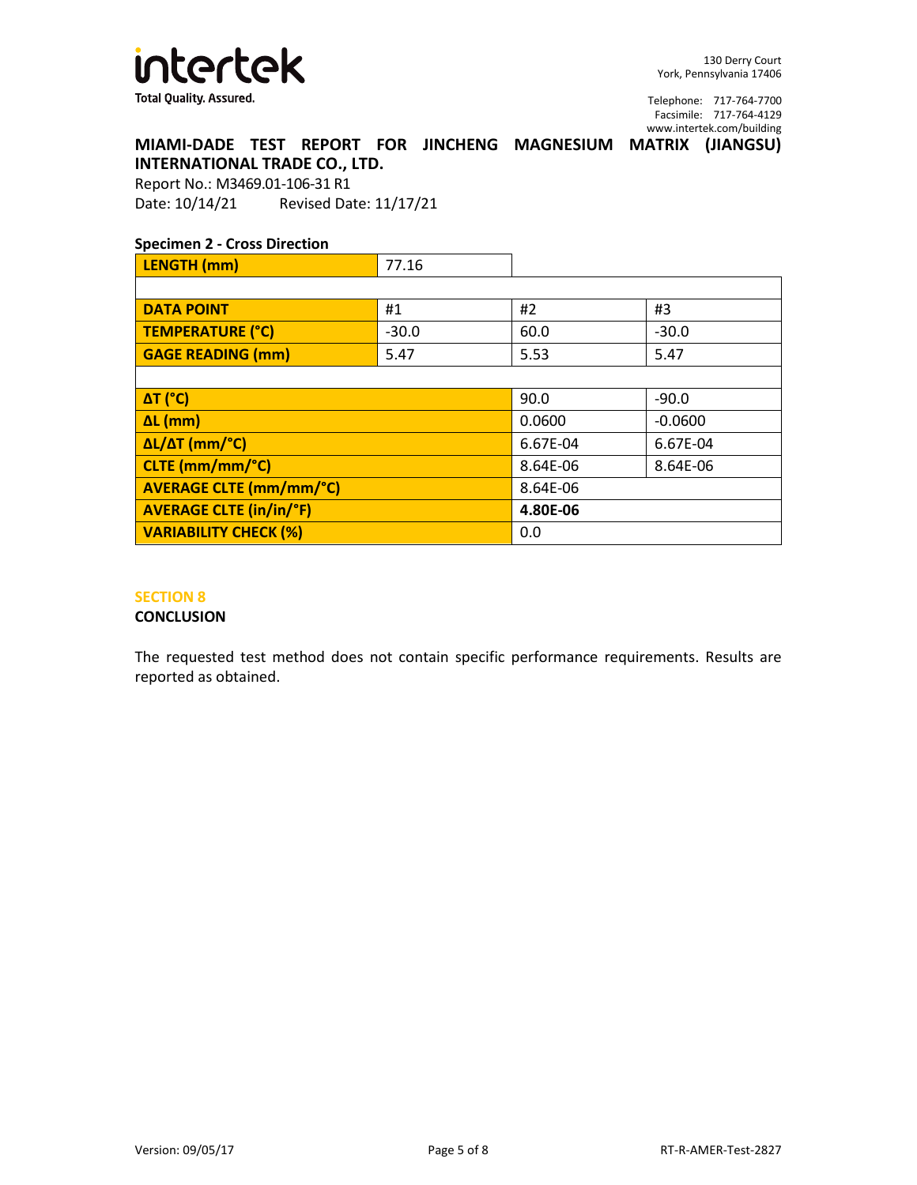**MIAMI-DADE TEST REPORT FOR JINCHENG MAGNESIUM MATRIX (JIANGSU) INTERNATIONAL TRADE CO., LTD.**

Report No.: M3469.01-106-31 R1

Date: 10/14/21 Revised Date: 11/17/21

**Specimen 2 - Cross Direction**

| LENGTH (mm) | 77.16 | | |
|---|---|---|---|
| | | | |
| **DATA POINT** | #1 | #2 | #3 |
| **TEMPERATURE (°C)** | -30.0 | 60.0 | -30.0 |
| **GAGE READING (mm)** | 5.47 | 5.53 | 5.47 |
| | | | |
| **ΔT (°C)** | | 90.0 | -90.0 |
| **ΔL (mm)** | | 0.0600 | -0.0600 |
| **ΔL/ΔT (mm/°C)** | | 6.67E-04 | 6.67E-04 |
| **CLTE (mm/mm/°C)** | | 8.64E-06 | 8.64E-06 |
| **AVERAGE CLTE (mm/mm/°C)** | | 8.64E-06 | |
| **AVERAGE CLTE (in/in/°F)** | | **4.80E-06** | |
| **VARIABILITY CHECK (%)** | | 0.0 | |

## SECTION 8

### CONCLUSION

The requested test method does not contain specific performance requirements. Results are reported as obtained.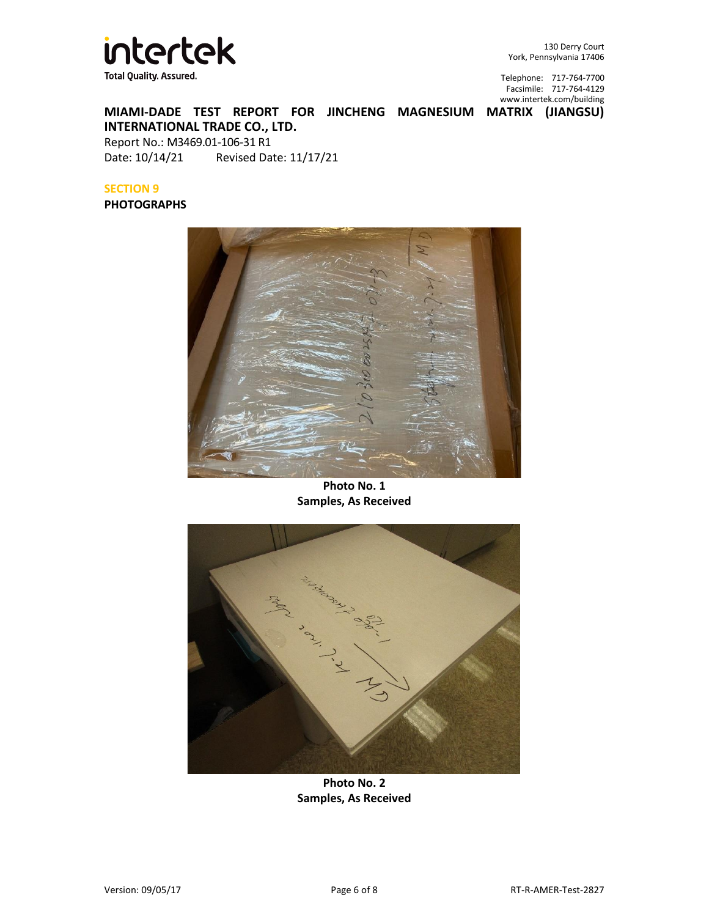**MIAMI-DADE TEST REPORT FOR JINCHENG MAGNESIUM MATRIX (JIANGSU) INTERNATIONAL TRADE CO., LTD.**

Report No.: M3469.01-106-31 R1

Date: 10/14/21 Revised Date: 11/17/21

## SECTION 9

**PHOTOGRAPHS**

**Photo No. 1**
**Samples, As Received**

**Photo No. 2**
**Samples, As Received**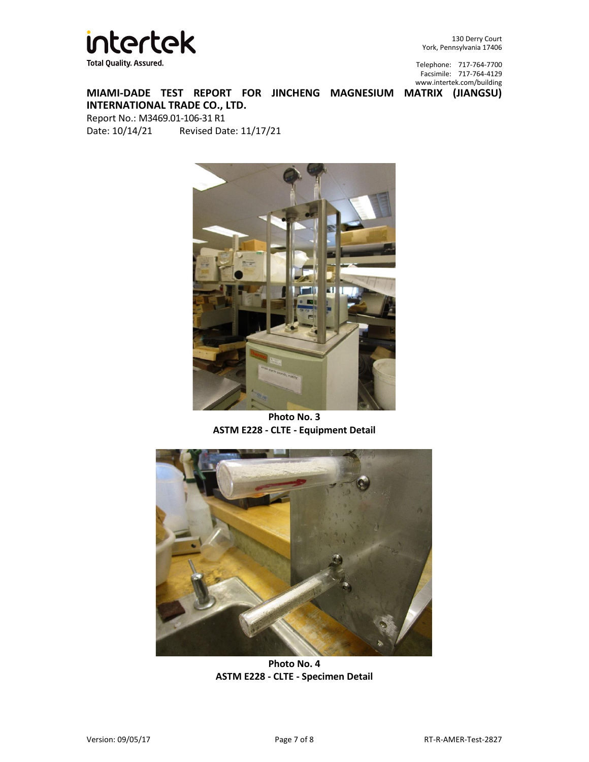**MIAMI-DADE TEST REPORT FOR JINCHENG MAGNESIUM MATRIX (JIANGSU) INTERNATIONAL TRADE CO., LTD.**

Report No.: M3469.01-106-31 R1

Date: 10/14/21 Revised Date: 11/17/21

**Photo No. 3**
**ASTM E228 - CLTE - Equipment Detail**

**Photo No. 4**
**ASTM E228 - CLTE - Specimen Detail**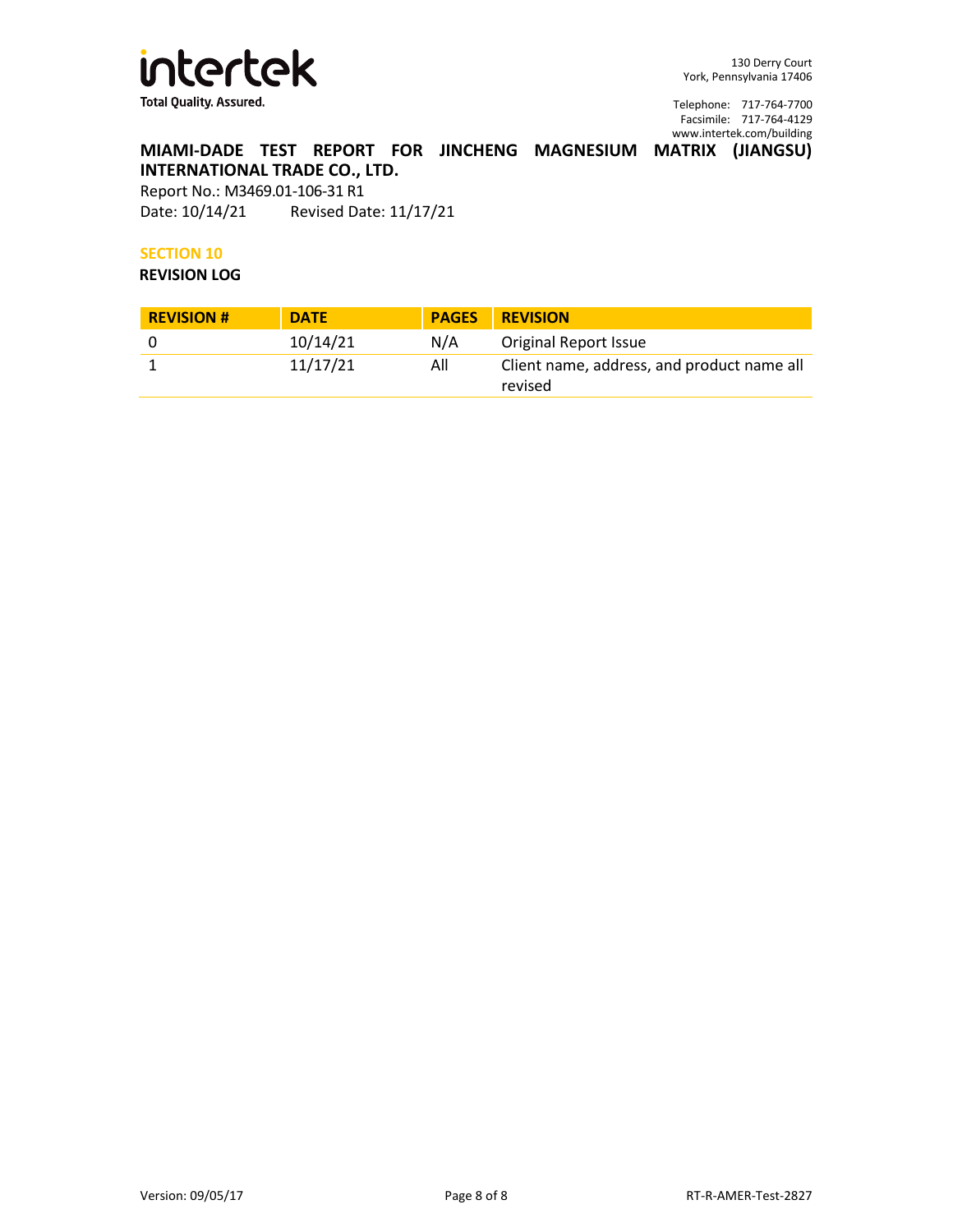## MIAMI-DADE TEST REPORT FOR JINCHENG MAGNESIUM MATRIX (JIANGSU) INTERNATIONAL TRADE CO., LTD.

Report No.: M3469.01-106-31 R1

Date: 10/14/21 Revised Date: 11/17/21

### SECTION 10

**REVISION LOG**

| REVISION # | DATE | PAGES | REVISION |
|---|---|---|---|
| 0 | 10/14/21 | N/A | Original Report Issue |
| 1 | 11/17/21 | All | Client name, address, and product name all revised |